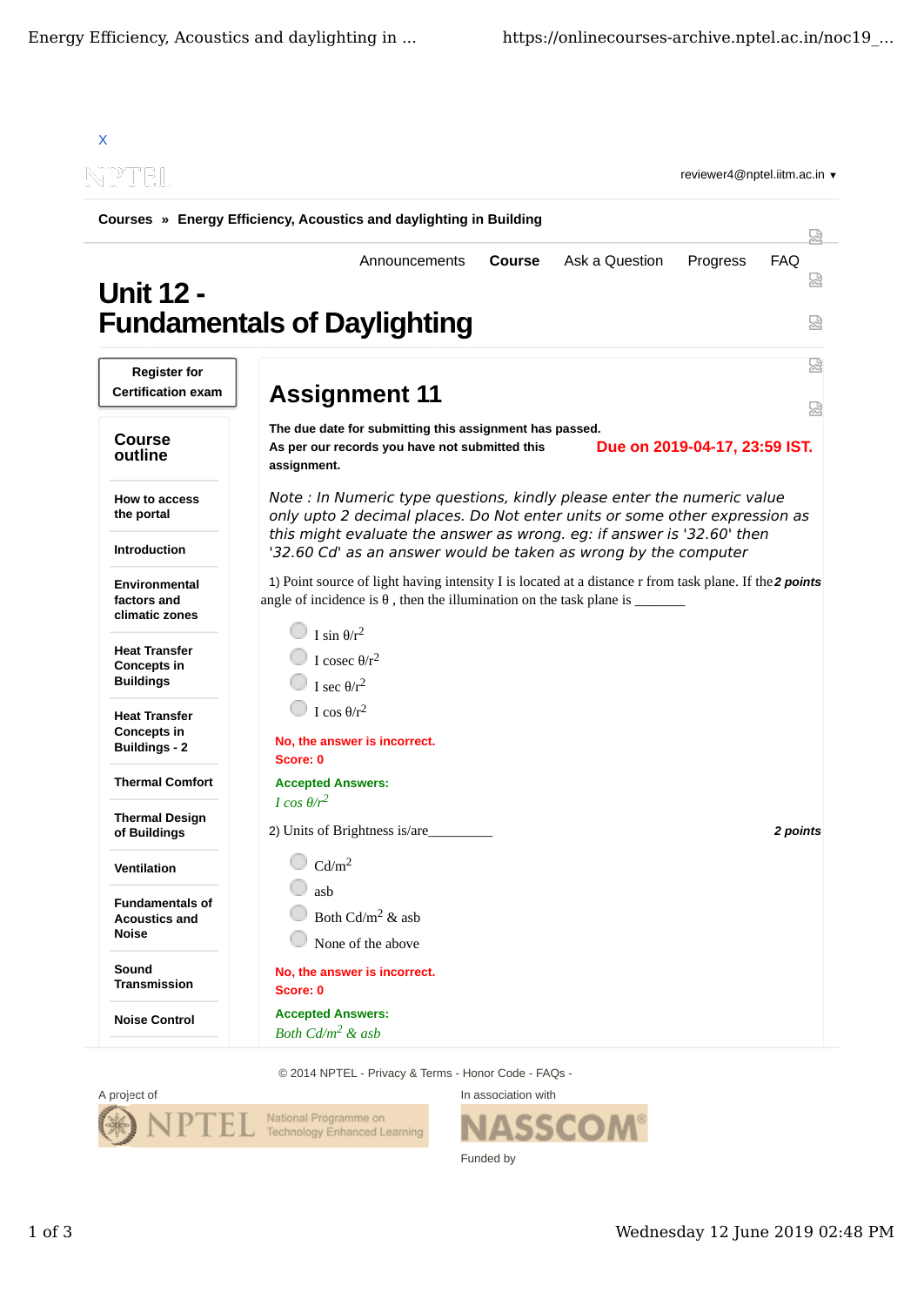X

reviewer4@nptel.iitm.ac.in ▾

**Courses » Energy Efficiency, Acoustics and daylighting in Building**

Announcements **Course** Ask a Question Progress FAQ

# Unit 12 - Fundamentals of Daylighting

**Register for Certification exam**

## Course outline

- How to access the portal
- Introduction
- Environmental factors and climatic zones
- Heat Transfer Concepts in Buildings
- Heat Transfer Concepts in Buildings - 2
- Thermal Comfort
- Thermal Design of Buildings
- Ventilation
- Fundamentals of Acoustics and Noise
- Sound Transmission
- Noise Control

## Assignment 11

**The due date for submitting this assignment has passed.**
**As per our records you have not submitted this assignment.**

**Due on 2019-04-17, 23:59 IST.**

*Note : In Numeric type questions, kindly please enter the numeric value only upto 2 decimal places. Do Not enter units or some other expression as this might evaluate the answer as wrong. eg: if answer is '32.60' then '32.60 Cd' as an answer would be taken as wrong by the computer*

1) Point source of light having intensity I is located at a distance r from task plane. If the angle of incidence is θ , then the illumination on the task plane is _______ ***2 points***

- I sin $\theta/r^2$
- I cosec $\theta/r^2$
- I sec $\theta/r^2$
- I cos $\theta/r^2$

**No, the answer is incorrect.**
**Score: 0**

**Accepted Answers:**
*I cos $\theta/r^2$*

2) Units of Brightness is/are_________ ***2 points***

- $Cd/m^2$
- asb
- Both $Cd/m^2$ & asb
- None of the above

**No, the answer is incorrect.**
**Score: 0**

**Accepted Answers:**
*Both $Cd/m^2$ & asb*

© 2014 NPTEL - Privacy & Terms - Honor Code - FAQs -

A project of NPTEL National Programme on Technology Enhanced Learning

In association with NASSCOM

Funded by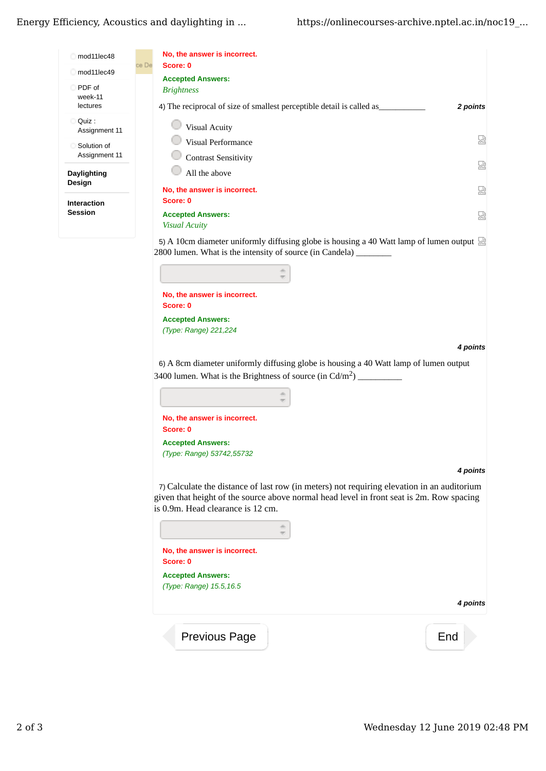- mod11lec48
- mod11lec49
- PDF of week-11 lectures
- Quiz : Assignment 11
- Solution of Assignment 11

**Daylighting Design**

**Interaction Session**

No, the answer is incorrect.
Score: 0

Accepted Answers:
*Brightness*

4) The reciprocal of size of smallest perceptible detail is called as___________ *2 points*

- Visual Acuity
- Visual Performance
- Contrast Sensitivity
- All the above

No, the answer is incorrect.
Score: 0

Accepted Answers:
*Visual Acuity*

5) A 10cm diameter uniformly diffusing globe is housing a 40 Watt lamp of lumen output 2800 lumen. What is the intensity of source (in Candela) ________

No, the answer is incorrect.
Score: 0

Accepted Answers:
*(Type: Range) 221,224*

*4 points*

6) A 8cm diameter uniformly diffusing globe is housing a 40 Watt lamp of lumen output 3400 lumen. What is the Brightness of source (in $Cd/m^2$) __________

No, the answer is incorrect.
Score: 0

Accepted Answers:
*(Type: Range) 53742,55732*

*4 points*

7) Calculate the distance of last row (in meters) not requiring elevation in an auditorium given that height of the source above normal head level in front seat is 2m. Row spacing is 0.9m. Head clearance is 12 cm.

No, the answer is incorrect.
Score: 0

Accepted Answers:
*(Type: Range) 15.5,16.5*

*4 points*

Previous Page

End